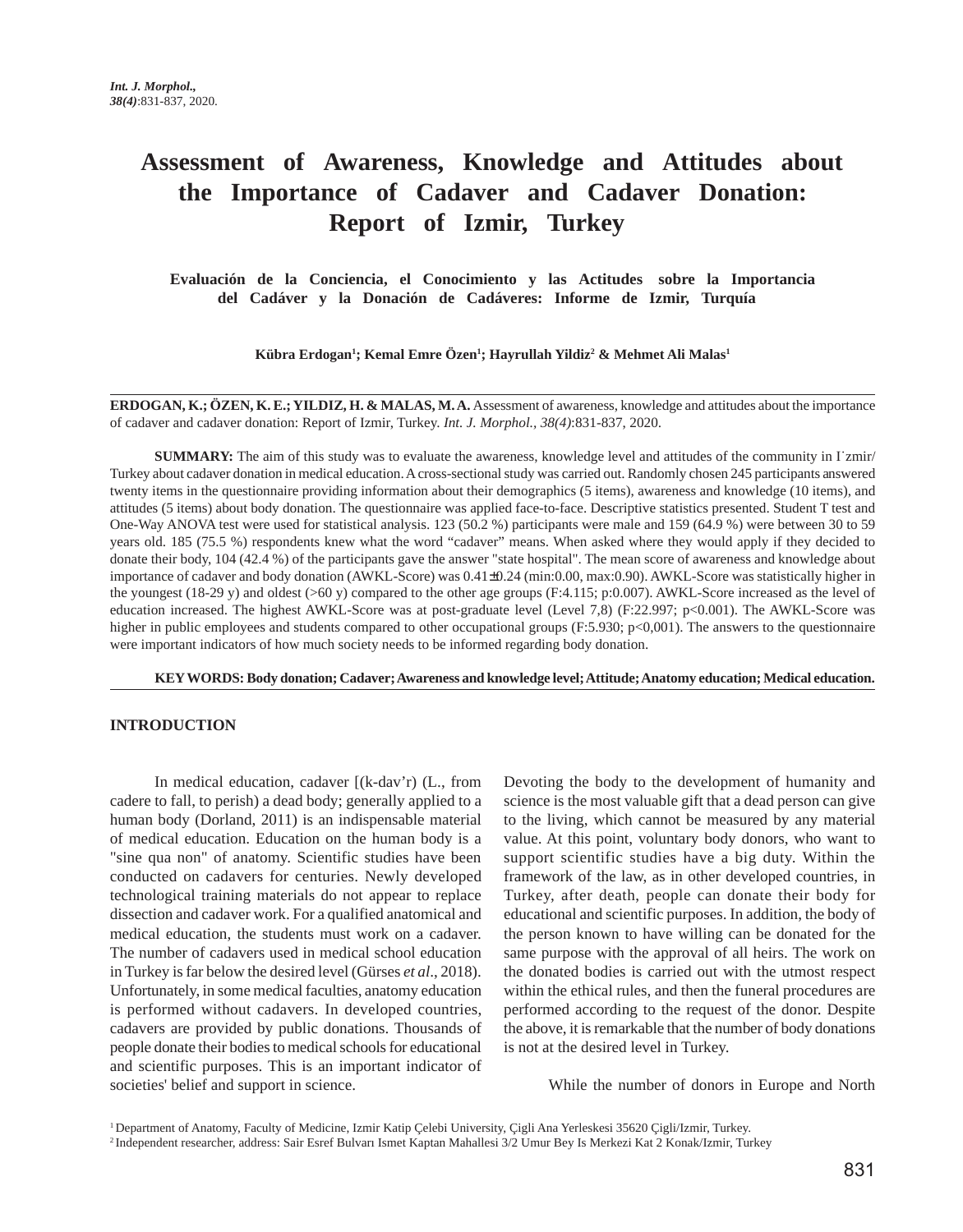# Assessment of Awareness, Knowledge and Attitudes about the Importance of Cadaver and Cadaver Donation: Report of Izmir, Turkey

### Evaluación de la Conciencia, el Conocimiento y las Actitudes sobre la Importancia del Cadáver y la Donación de Cadáveres: Informe de Izmir, Turquía

**Kübra Erdogan[1]; Kemal Emre Özen[1]; Hayrullah Yildiz[2] & Mehmet Ali Malas[1]**

---

**ERDOGAN, K.; ÖZEN, K. E.; YILDIZ, H. & MALAS, M. A.** Assessment of awareness, knowledge and attitudes about the importance of cadaver and cadaver donation: Report of Izmir, Turkey. *Int. J. Morphol., 38(4)*:831-837, 2020.

**SUMMARY:** The aim of this study was to evaluate the awareness, knowledge level and attitudes of the community in I˙zmir/Turkey about cadaver donation in medical education. A cross-sectional study was carried out. Randomly chosen 245 participants answered twenty items in the questionnaire providing information about their demographics (5 items), awareness and knowledge (10 items), and attitudes (5 items) about body donation. The questionnaire was applied face-to-face. Descriptive statistics presented. Student T test and One-Way ANOVA test were used for statistical analysis. 123 (50.2 %) participants were male and 159 (64.9 %) were between 30 to 59 years old. 185 (75.5 %) respondents knew what the word "cadaver" means. When asked where they would apply if they decided to donate their body, 104 (42.4 %) of the participants gave the answer "state hospital". The mean score of awareness and knowledge about importance of cadaver and body donation (AWKL-Score) was 0.41±0.24 (min:0.00, max:0.90). AWKL-Score was statistically higher in the youngest (18-29 y) and oldest (>60 y) compared to the other age groups (F:4.115; p:0.007). AWKL-Score increased as the level of education increased. The highest AWKL-Score was at post-graduate level (Level 7,8) (F:22.997; p<0.001). The AWKL-Score was higher in public employees and students compared to other occupational groups (F:5.930; p<0,001). The answers to the questionnaire were important indicators of how much society needs to be informed regarding body donation.

**KEY WORDS: Body donation; Cadaver; Awareness and knowledge level; Attitude; Anatomy education; Medical education.**

---

## INTRODUCTION

In medical education, cadaver [(k-dav'r) (L., from cadere to fall, to perish) a dead body; generally applied to a human body (Dorland, 2011) is an indispensable material of medical education. Education on the human body is a "sine qua non" of anatomy. Scientific studies have been conducted on cadavers for centuries. Newly developed technological training materials do not appear to replace dissection and cadaver work. For a qualified anatomical and medical education, the students must work on a cadaver. The number of cadavers used in medical school education in Turkey is far below the desired level (Gürses *et al*., 2018). Unfortunately, in some medical faculties, anatomy education is performed without cadavers. In developed countries, cadavers are provided by public donations. Thousands of people donate their bodies to medical schools for educational and scientific purposes. This is an important indicator of societies' belief and support in science.

Devoting the body to the development of humanity and science is the most valuable gift that a dead person can give to the living, which cannot be measured by any material value. At this point, voluntary body donors, who want to support scientific studies have a big duty. Within the framework of the law, as in other developed countries, in Turkey, after death, people can donate their body for educational and scientific purposes. In addition, the body of the person known to have willing can be donated for the same purpose with the approval of all heirs. The work on the donated bodies is carried out with the utmost respect within the ethical rules, and then the funeral procedures are performed according to the request of the donor. Despite the above, it is remarkable that the number of body donations is not at the desired level in Turkey.

While the number of donors in Europe and North

---

[1] Department of Anatomy, Faculty of Medicine, Izmir Katip Çelebi University, Çigli Ana Yerleskesi 35620 Çigli/Izmir, Turkey.
[2] Independent researcher, address: Sair Esref Bulvarı Ismet Kaptan Mahallesi 3/2 Umur Bey Is Merkezi Kat 2 Konak/Izmir, Turkey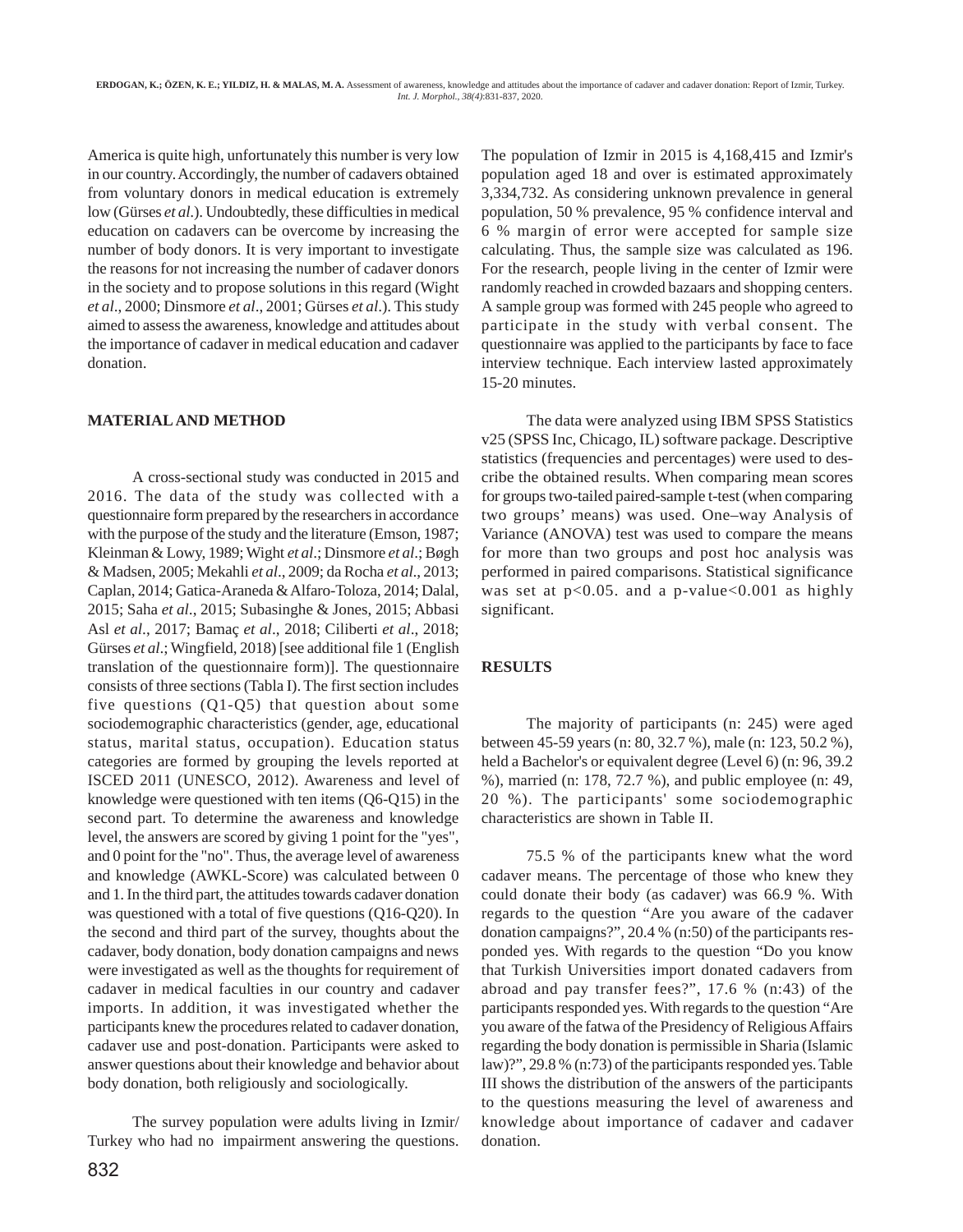America is quite high, unfortunately this number is very low in our country. Accordingly, the number of cadavers obtained from voluntary donors in medical education is extremely low (Gürses *et al*.). Undoubtedly, these difficulties in medical education on cadavers can be overcome by increasing the number of body donors. It is very important to investigate the reasons for not increasing the number of cadaver donors in the society and to propose solutions in this regard (Wight *et al*., 2000; Dinsmore *et al*., 2001; Gürses *et al*.). This study aimed to assess the awareness, knowledge and attitudes about the importance of cadaver in medical education and cadaver donation.

## MATERIAL AND METHOD

A cross-sectional study was conducted in 2015 and 2016. The data of the study was collected with a questionnaire form prepared by the researchers in accordance with the purpose of the study and the literature (Emson, 1987; Kleinman & Lowy, 1989; Wight *et al*.; Dinsmore *et al*.; Bøgh & Madsen, 2005; Mekahli *et al*., 2009; da Rocha *et al*., 2013; Caplan, 2014; Gatica-Araneda & Alfaro-Toloza, 2014; Dalal, 2015; Saha *et al*., 2015; Subasinghe & Jones, 2015; Abbasi Asl *et al*., 2017; Bamaç *et al*., 2018; Ciliberti *et al*., 2018; Gürses *et al*.; Wingfield, 2018) [see additional file 1 (English translation of the questionnaire form)]. The questionnaire consists of three sections (Tabla I). The first section includes five questions (Q1-Q5) that question about some sociodemographic characteristics (gender, age, educational status, marital status, occupation). Education status categories are formed by grouping the levels reported at ISCED 2011 (UNESCO, 2012). Awareness and level of knowledge were questioned with ten items (Q6-Q15) in the second part. To determine the awareness and knowledge level, the answers are scored by giving 1 point for the "yes", and 0 point for the "no". Thus, the average level of awareness and knowledge (AWKL-Score) was calculated between 0 and 1. In the third part, the attitudes towards cadaver donation was questioned with a total of five questions (Q16-Q20). In the second and third part of the survey, thoughts about the cadaver, body donation, body donation campaigns and news were investigated as well as the thoughts for requirement of cadaver in medical faculties in our country and cadaver imports. In addition, it was investigated whether the participants knew the procedures related to cadaver donation, cadaver use and post-donation. Participants were asked to answer questions about their knowledge and behavior about body donation, both religiously and sociologically.

The survey population were adults living in Izmir/Turkey who had no impairment answering the questions. The population of Izmir in 2015 is 4,168,415 and Izmir's population aged 18 and over is estimated approximately 3,334,732. As considering unknown prevalence in general population, 50 % prevalence, 95 % confidence interval and 6 % margin of error were accepted for sample size calculating. Thus, the sample size was calculated as 196. For the research, people living in the center of Izmir were randomly reached in crowded bazaars and shopping centers. A sample group was formed with 245 people who agreed to participate in the study with verbal consent. The questionnaire was applied to the participants by face to face interview technique. Each interview lasted approximately 15-20 minutes.

The data were analyzed using IBM SPSS Statistics v25 (SPSS Inc, Chicago, IL) software package. Descriptive statistics (frequencies and percentages) were used to describe the obtained results. When comparing mean scores for groups two-tailed paired-sample t-test (when comparing two groups' means) was used. One–way Analysis of Variance (ANOVA) test was used to compare the means for more than two groups and post hoc analysis was performed in paired comparisons. Statistical significance was set at $p<0.05$. and a p-value$<0.001$ as highly significant.

## RESULTS

The majority of participants (n: 245) were aged between 45-59 years (n: 80, 32.7 %), male (n: 123, 50.2 %), held a Bachelor's or equivalent degree (Level 6) (n: 96, 39.2 %), married (n: 178, 72.7 %), and public employee (n: 49, 20 %). The participants' some sociodemographic characteristics are shown in Table II.

75.5 % of the participants knew what the word cadaver means. The percentage of those who knew they could donate their body (as cadaver) was 66.9 %. With regards to the question "Are you aware of the cadaver donation campaigns?", 20.4 % (n:50) of the participants responded yes. With regards to the question "Do you know that Turkish Universities import donated cadavers from abroad and pay transfer fees?", 17.6 % (n:43) of the participants responded yes. With regards to the question "Are you aware of the fatwa of the Presidency of Religious Affairs regarding the body donation is permissible in Sharia (Islamic law)?", 29.8 % (n:73) of the participants responded yes. Table III shows the distribution of the answers of the participants to the questions measuring the level of awareness and knowledge about importance of cadaver and cadaver donation.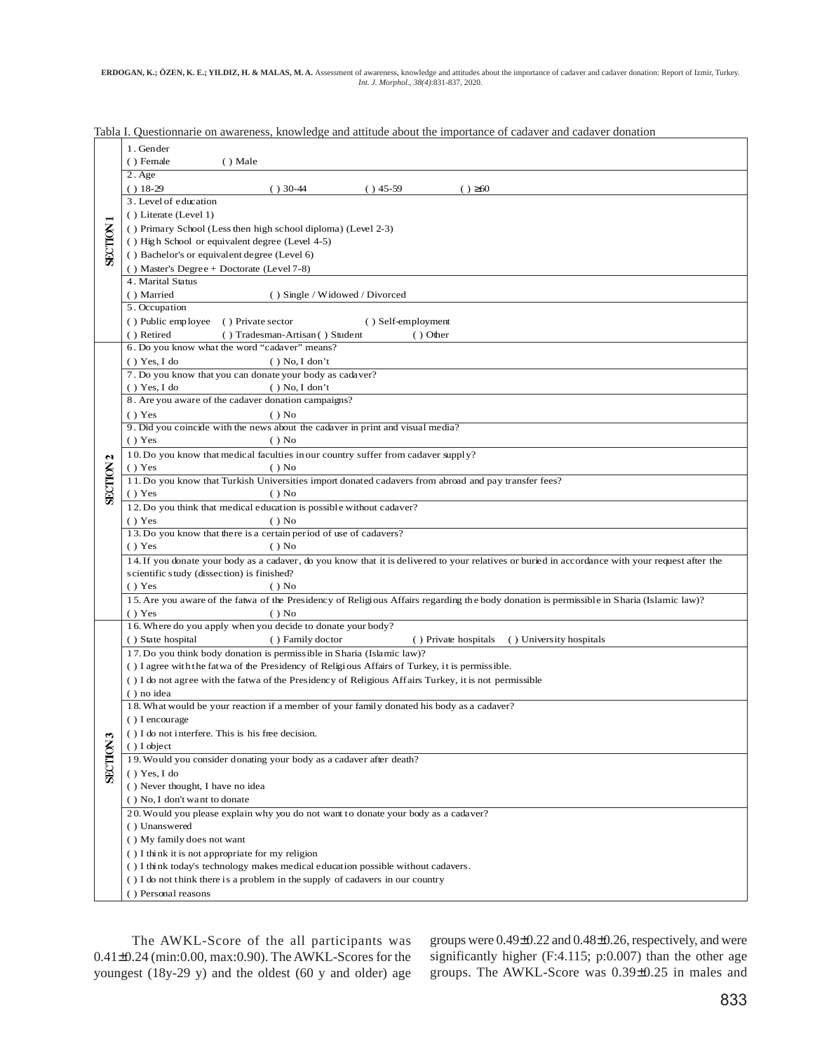Tabla I. Questionnarie on awareness, knowledge and attitude about the importance of cadaver and cadaver donation

| Section | Question |
|---|---|
| SECTION 1 | 1. Gender<br>( ) Female ( ) Male |
| | 2. Age<br>( ) 18-29 ( ) 30-44 ( ) 45-59 ( ) ≥60 |
| | 3. Level of education<br>( ) Literate (Level 1)<br>( ) Primary School (Less then high school diploma) (Level 2-3)<br>( ) High School or equivalent degree (Level 4-5)<br>( ) Bachelor's or equivalent degree (Level 6)<br>( ) Master's Degree + Doctorate (Level 7-8) |
| | 4. Marital Status<br>( ) Married ( ) Single / Widowed / Divorced |
| | 5. Occupation<br>( ) Public employee ( ) Private sector ( ) Self-employment<br>( ) Retired ( ) Tradesman-Artisan ( ) Student ( ) Other |
| SECTION 2 | 6. Do you know what the word "cadaver" means?<br>( ) Yes, I do ( ) No, I don't |
| | 7. Do you know that you can donate your body as cadaver?<br>( ) Yes, I do ( ) No, I don't |
| | 8. Are you aware of the cadaver donation campaigns?<br>( ) Yes ( ) No |
| | 9. Did you coincide with the news about the cadaver in print and visual media?<br>( ) Yes ( ) No |
| | 10. Do you know that medical faculties in our country suffer from cadaver supply?<br>( ) Yes ( ) No |
| | 11. Do you know that Turkish Universities import donated cadavers from abroad and pay transfer fees?<br>( ) Yes ( ) No |
| | 12. Do you think that medical education is possible without cadaver?<br>( ) Yes ( ) No |
| | 13. Do you know that there is a certain period of use of cadavers?<br>( ) Yes ( ) No |
| | 14. If you donate your body as a cadaver, do you know that it is delivered to your relatives or buried in accordance with your request after the scientific study (dissection) is finished?<br>( ) Yes ( ) No |
| | 15. Are you aware of the fatwa of the Presidency of Religious Affairs regarding the body donation is permissible in Sharia (Islamic law)?<br>( ) Yes ( ) No |
| SECTION 3 | 16. Where do you apply when you decide to donate your body?<br>( ) State hospital ( ) Family doctor ( ) Private hospitals ( ) University hospitals |
| | 17. Do you think body donation is permissible in Sharia (Islamic law)?<br>( ) I agree with the fatwa of the Presidency of Religious Affairs of Turkey, it is permissible.<br>( ) I do not agree with the fatwa of the Presidency of Religious Affairs Turkey, it is not permissible<br>( ) no idea |
| | 18. What would be your reaction if a member of your family donated his body as a cadaver?<br>( ) I encourage<br>( ) I do not interfere. This is his free decision.<br>( ) I object |
| | 19. Would you consider donating your body as a cadaver after death?<br>( ) Yes, I do<br>( ) Never thought, I have no idea<br>( ) No, I don't want to donate |
| | 20. Would you please explain why you do not want to donate your body as a cadaver?<br>( ) Unanswered<br>( ) My family does not want<br>( ) I think it is not appropriate for my religion<br>( ) I think today's technology makes medical education possible without cadavers.<br>( ) I do not think there is a problem in the supply of cadavers in our country<br>( ) Personal reasons |

The AWKL-Score of the all participants was 0.41±0.24 (min:0.00, max:0.90). The AWKL-Scores for the youngest (18y-29 y) and the oldest (60 y and older) age groups were 0.49±0.22 and 0.48±0.26, respectively, and were significantly higher (F:4.115; p:0.007) than the other age groups. The AWKL-Score was 0.39±0.25 in males and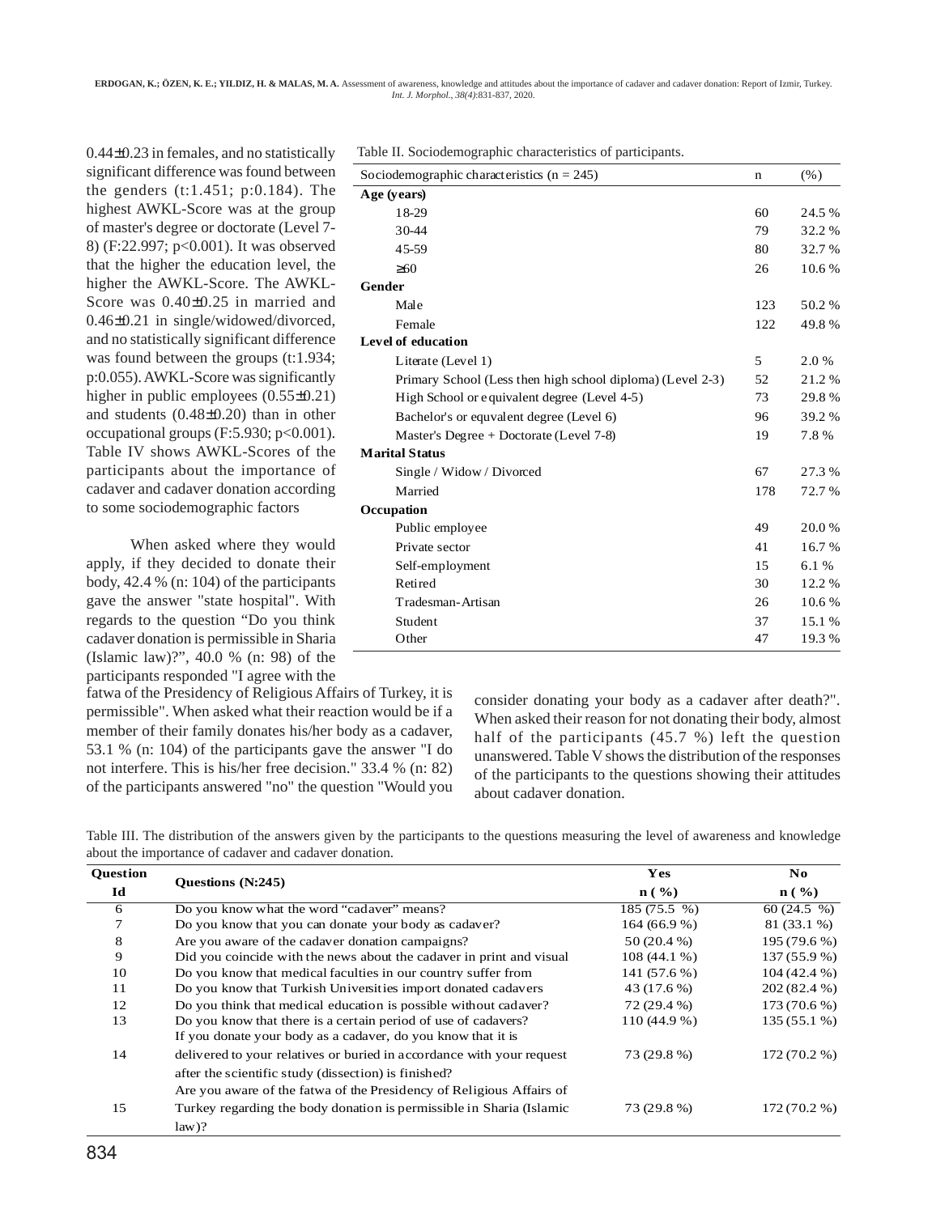0.44±0.23 in females, and no statistically significant difference was found between the genders (t:1.451; p:0.184). The highest AWKL-Score was at the group of master's degree or doctorate (Level 7-8) (F:22.997; p<0.001). It was observed that the higher the education level, the higher the AWKL-Score. The AWKL-Score was 0.40±0.25 in married and 0.46±0.21 in single/widowed/divorced, and no statistically significant difference was found between the groups (t:1.934; p:0.055). AWKL-Score was significantly higher in public employees (0.55±0.21) and students (0.48±0.20) than in other occupational groups (F:5.930; p<0.001). Table IV shows AWKL-Scores of the participants about the importance of cadaver and cadaver donation according to some sociodemographic factors

Table II. Sociodemographic characteristics of participants.

| Sociodemographic characteristics (n = 245) | n | (%) |
|---|---|---|
| **Age (years)** | | |
| 18-29 | 60 | 24.5 % |
| 30-44 | 79 | 32.2 % |
| 45-59 | 80 | 32.7 % |
| ≥60 | 26 | 10.6 % |
| **Gender** | | |
| Male | 123 | 50.2 % |
| Female | 122 | 49.8 % |
| **Level of education** | | |
| Literate (Level 1) | 5 | 2.0 % |
| Primary School (Less then high school diploma) (Level 2-3) | 52 | 21.2 % |
| High School or equivalent degree (Level 4-5) | 73 | 29.8 % |
| Bachelor's or equvalent degree (Level 6) | 96 | 39.2 % |
| Master's Degree + Doctorate (Level 7-8) | 19 | 7.8 % |
| **Marital Status** | | |
| Single / Widow / Divorced | 67 | 27.3 % |
| Married | 178 | 72.7 % |
| **Occupation** | | |
| Public employee | 49 | 20.0 % |
| Private sector | 41 | 16.7 % |
| Self-employment | 15 | 6.1 % |
| Retired | 30 | 12.2 % |
| Tradesman-Artisan | 26 | 10.6 % |
| Student | 37 | 15.1 % |
| Other | 47 | 19.3 % |

When asked where they would apply, if they decided to donate their body, 42.4 % (n: 104) of the participants gave the answer "state hospital". With regards to the question "Do you think cadaver donation is permissible in Sharia (Islamic law)?", 40.0 % (n: 98) of the participants responded "I agree with the fatwa of the Presidency of Religious Affairs of Turkey, it is permissible". When asked what their reaction would be if a member of their family donates his/her body as a cadaver, 53.1 % (n: 104) of the participants gave the answer "I do not interfere. This is his/her free decision." 33.4 % (n: 82) of the participants answered "no" the question "Would you consider donating your body as a cadaver after death?". When asked their reason for not donating their body, almost half of the participants (45.7 %) left the question unanswered. Table V shows the distribution of the responses of the participants to the questions showing their attitudes about cadaver donation.

Table III. The distribution of the answers given by the participants to the questions measuring the level of awareness and knowledge about the importance of cadaver and cadaver donation.

| Question Id | Questions (N:245) | Yes n ( %) | No n ( %) |
|---|---|---|---|
| 6 | Do you know what the word "cadaver" means? | 185 (75.5 %) | 60 (24.5 %) |
| 7 | Do you know that you can donate your body as cadaver? | 164 (66.9 %) | 81 (33.1 %) |
| 8 | Are you aware of the cadaver donation campaigns? | 50 (20.4 %) | 195 (79.6 %) |
| 9 | Did you coincide with the news about the cadaver in print and visual | 108 (44.1 %) | 137 (55.9 %) |
| 10 | Do you know that medical faculties in our country suffer from | 141 (57.6 %) | 104 (42.4 %) |
| 11 | Do you know that Turkish Universities import donated cadavers | 43 (17.6 %) | 202 (82.4 %) |
| 12 | Do you think that medical education is possible without cadaver? | 72 (29.4 %) | 173 (70.6 %) |
| 13 | Do you know that there is a certain period of use of cadavers? | 110 (44.9 %) | 135 (55.1 %) |
| 14 | If you donate your body as a cadaver, do you know that it is delivered to your relatives or buried in accordance with your request after the scientific study (dissection) is finished? | 73 (29.8 %) | 172 (70.2 %) |
| 15 | Are you aware of the fatwa of the Presidency of Religious Affairs of Turkey regarding the body donation is permissible in Sharia (Islamic law)? | 73 (29.8 %) | 172 (70.2 %) |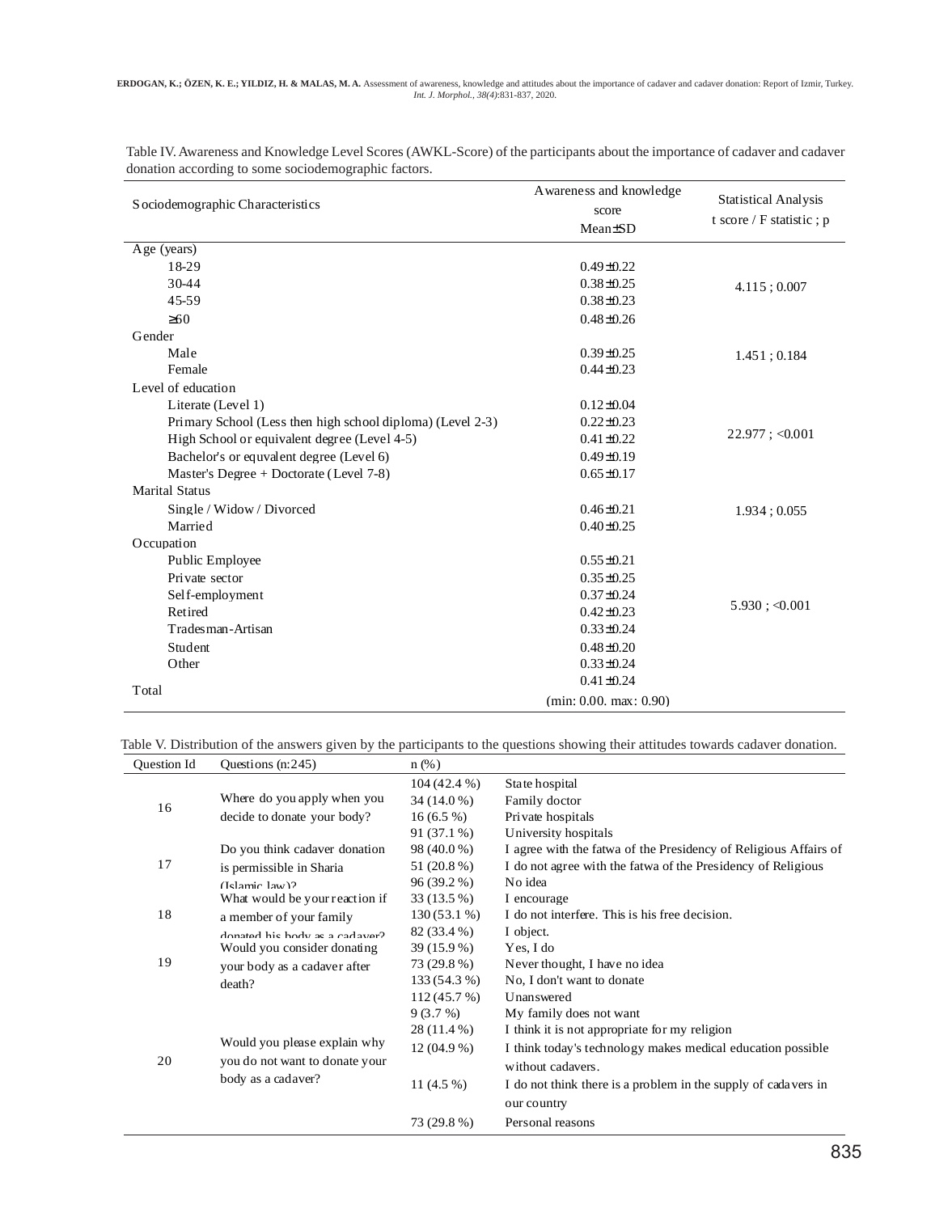Table IV. Awareness and Knowledge Level Scores (AWKL-Score) of the participants about the importance of cadaver and cadaver donation according to some sociodemographic factors.

| Sociodemographic Characteristics | Awareness and knowledge score Mean±SD | Statistical Analysis t score / F statistic ; p |
|---|---|---|
| Age (years) | | |
| 18-29 | 0.49±0.22 | 4.115 ; 0.007 |
| 30-44 | 0.38±0.25 | |
| 45-59 | 0.38±0.23 | |
| ≥60 | 0.48±0.26 | |
| Gender | | |
| Male | 0.39±0.25 | 1.451 ; 0.184 |
| Female | 0.44±0.23 | |
| Level of education | | |
| Literate (Level 1) | 0.12±0.04 | 22.977 ; <0.001 |
| Primary School (Less then high school diploma) (Level 2-3) | 0.22±0.23 | |
| High School or equivalent degree (Level 4-5) | 0.41±0.22 | |
| Bachelor's or equvalent degree (Level 6) | 0.49±0.19 | |
| Master's Degree + Doctorate (Level 7-8) | 0.65±0.17 | |
| Marital Status | | |
| Single / Widow / Divorced | 0.46±0.21 | 1.934 ; 0.055 |
| Married | 0.40±0.25 | |
| Occupation | | |
| Public Employee | 0.55±0.21 | 5.930 ; <0.001 |
| Private sector | 0.35±0.25 | |
| Self-employment | 0.37±0.24 | |
| Retired | 0.42±0.23 | |
| Tradesman-Artisan | 0.33±0.24 | |
| Student | 0.48±0.20 | |
| Other | 0.33±0.24 | |
| Total | 0.41±0.24 (min: 0.00. max: 0.90) | |

Table V. Distribution of the answers given by the participants to the questions showing their attitudes towards cadaver donation.

| Question Id | Questions (n:245) | n (%) | |
|---|---|---|---|
| 16 | Where do you apply when you decide to donate your body? | 104 (42.4 %) | State hospital |
| | | 34 (14.0 %) | Family doctor |
| | | 16 (6.5 %) | Private hospitals |
| | | 91 (37.1 %) | University hospitals |
| 17 | Do you think cadaver donation is permissible in Sharia (Islamic law)? | 98 (40.0 %) | I agree with the fatwa of the Presidency of Religious Affairs of |
| | | 51 (20.8 %) | I do not agree with the fatwa of the Presidency of Religious |
| | | 96 (39.2 %) | No idea |
| 18 | What would be your reaction if a member of your family donated his body as a cadaver? | 33 (13.5 %) | I encourage |
| | | 130 (53.1 %) | I do not interfere. This is his free decision. |
| | | 82 (33.4 %) | I object. |
| 19 | Would you consider donating your body as a cadaver after death? | 39 (15.9 %) | Yes, I do |
| | | 73 (29.8 %) | Never thought, I have no idea |
| | | 133 (54.3 %) | No, I don't want to donate |
| 20 | Would you please explain why you do not want to donate your body as a cadaver? | 112 (45.7 %) | Unanswered |
| | | 9 (3.7 %) | My family does not want |
| | | 28 (11.4 %) | I think it is not appropriate for my religion |
| | | 12 (04.9 %) | I think today's technology makes medical education possible without cadavers. |
| | | 11 (4.5 %) | I do not think there is a problem in the supply of cadavers in our country |
| | | 73 (29.8 %) | Personal reasons |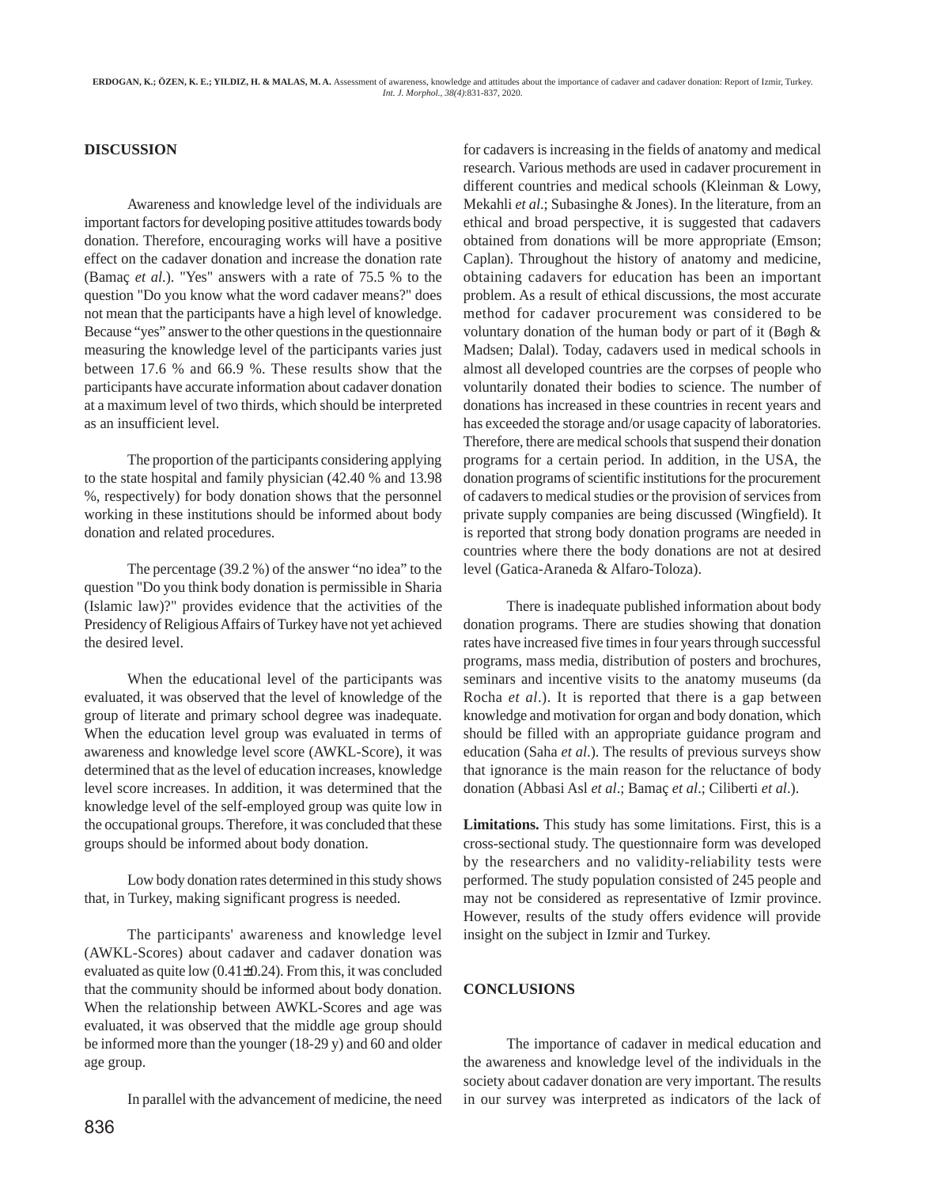## DISCUSSION

Awareness and knowledge level of the individuals are important factors for developing positive attitudes towards body donation. Therefore, encouraging works will have a positive effect on the cadaver donation and increase the donation rate (Bamaç *et al*.). "Yes" answers with a rate of 75.5 % to the question "Do you know what the word cadaver means?" does not mean that the participants have a high level of knowledge. Because "yes" answer to the other questions in the questionnaire measuring the knowledge level of the participants varies just between 17.6 % and 66.9 %. These results show that the participants have accurate information about cadaver donation at a maximum level of two thirds, which should be interpreted as an insufficient level.

The proportion of the participants considering applying to the state hospital and family physician (42.40 % and 13.98 %, respectively) for body donation shows that the personnel working in these institutions should be informed about body donation and related procedures.

The percentage (39.2 %) of the answer "no idea" to the question "Do you think body donation is permissible in Sharia (Islamic law)?" provides evidence that the activities of the Presidency of Religious Affairs of Turkey have not yet achieved the desired level.

When the educational level of the participants was evaluated, it was observed that the level of knowledge of the group of literate and primary school degree was inadequate. When the education level group was evaluated in terms of awareness and knowledge level score (AWKL-Score), it was determined that as the level of education increases, knowledge level score increases. In addition, it was determined that the knowledge level of the self-employed group was quite low in the occupational groups. Therefore, it was concluded that these groups should be informed about body donation.

Low body donation rates determined in this study shows that, in Turkey, making significant progress is needed.

The participants' awareness and knowledge level (AWKL-Scores) about cadaver and cadaver donation was evaluated as quite low (0.41±0.24). From this, it was concluded that the community should be informed about body donation. When the relationship between AWKL-Scores and age was evaluated, it was observed that the middle age group should be informed more than the younger (18-29 y) and 60 and older age group.

In parallel with the advancement of medicine, the need for cadavers is increasing in the fields of anatomy and medical research. Various methods are used in cadaver procurement in different countries and medical schools (Kleinman & Lowy, Mekahli *et al*.; Subasinghe & Jones). In the literature, from an ethical and broad perspective, it is suggested that cadavers obtained from donations will be more appropriate (Emson; Caplan). Throughout the history of anatomy and medicine, obtaining cadavers for education has been an important problem. As a result of ethical discussions, the most accurate method for cadaver procurement was considered to be voluntary donation of the human body or part of it (Bøgh & Madsen; Dalal). Today, cadavers used in medical schools in almost all developed countries are the corpses of people who voluntarily donated their bodies to science. The number of donations has increased in these countries in recent years and has exceeded the storage and/or usage capacity of laboratories. Therefore, there are medical schools that suspend their donation programs for a certain period. In addition, in the USA, the donation programs of scientific institutions for the procurement of cadavers to medical studies or the provision of services from private supply companies are being discussed (Wingfield). It is reported that strong body donation programs are needed in countries where there the body donations are not at desired level (Gatica-Araneda & Alfaro-Toloza).

There is inadequate published information about body donation programs. There are studies showing that donation rates have increased five times in four years through successful programs, mass media, distribution of posters and brochures, seminars and incentive visits to the anatomy museums (da Rocha *et al*.). It is reported that there is a gap between knowledge and motivation for organ and body donation, which should be filled with an appropriate guidance program and education (Saha *et al*.). The results of previous surveys show that ignorance is the main reason for the reluctance of body donation (Abbasi Asl *et al*.; Bamaç *et al*.; Ciliberti *et al*.).

**Limitations.** This study has some limitations. First, this is a cross-sectional study. The questionnaire form was developed by the researchers and no validity-reliability tests were performed. The study population consisted of 245 people and may not be considered as representative of Izmir province. However, results of the study offers evidence will provide insight on the subject in Izmir and Turkey.

## CONCLUSIONS

The importance of cadaver in medical education and the awareness and knowledge level of the individuals in the society about cadaver donation are very important. The results in our survey was interpreted as indicators of the lack of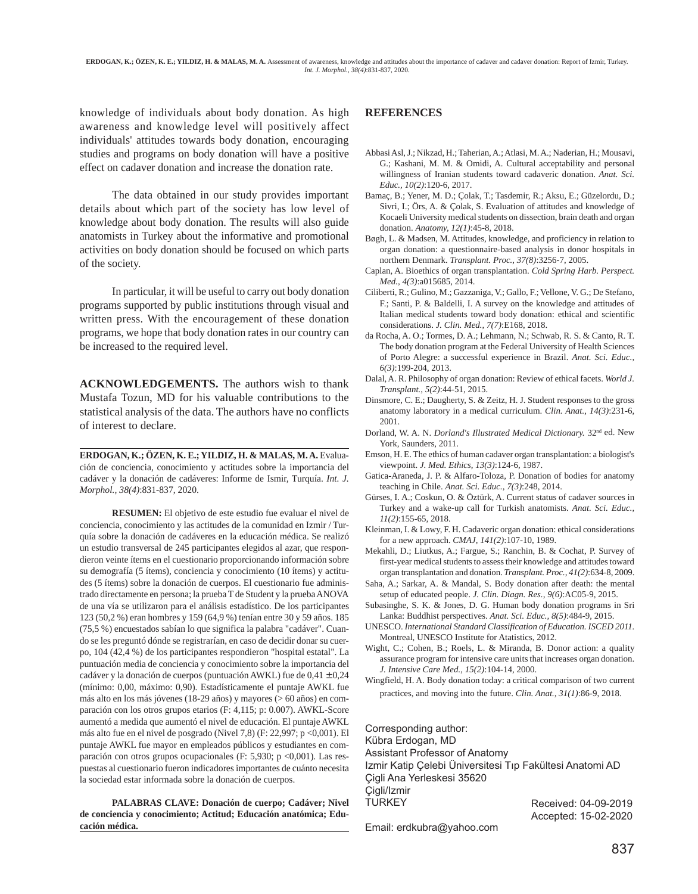knowledge of individuals about body donation. As high awareness and knowledge level will positively affect individuals' attitudes towards body donation, encouraging studies and programs on body donation will have a positive effect on cadaver donation and increase the donation rate.

The data obtained in our study provides important details about which part of the society has low level of knowledge about body donation. The results will also guide anatomists in Turkey about the informative and promotional activities on body donation should be focused on which parts of the society.

In particular, it will be useful to carry out body donation programs supported by public institutions through visual and written press. With the encouragement of these donation programs, we hope that body donation rates in our country can be increased to the required level.

**ACKNOWLEDGEMENTS.** The authors wish to thank Mustafa Tozun, MD for his valuable contributions to the statistical analysis of the data. The authors have no conflicts of interest to declare.

---

**ERDOGAN, K.; ÖZEN, K. E.; YILDIZ, H. & MALAS, M. A.** Evaluación de conciencia, conocimiento y actitudes sobre la importancia del cadáver y la donación de cadáveres: Informe de Ismir, Turquía. *Int. J. Morphol., 38(4)*:831-837, 2020.

**RESUMEN:** El objetivo de este estudio fue evaluar el nivel de conciencia, conocimiento y las actitudes de la comunidad en Izmir / Turquía sobre la donación de cadáveres en la educación médica. Se realizó un estudio transversal de 245 participantes elegidos al azar, que respondieron veinte ítems en el cuestionario proporcionando información sobre su demografía (5 ítems), conciencia y conocimiento (10 ítems) y actitudes (5 ítems) sobre la donación de cuerpos. El cuestionario fue administrado directamente en persona; la prueba T de Student y la prueba ANOVA de una vía se utilizaron para el análisis estadístico. De los participantes 123 (50,2 %) eran hombres y 159 (64,9 %) tenían entre 30 y 59 años. 185 (75,5 %) encuestados sabían lo que significa la palabra "cadáver". Cuando se les preguntó dónde se registrarían, en caso de decidir donar su cuerpo, 104 (42,4 %) de los participantes respondieron "hospital estatal". La puntuación media de conciencia y conocimiento sobre la importancia del cadáver y la donación de cuerpos (puntuación AWKL) fue de $0,41 \pm 0,24$ (mínimo: 0,00, máximo: 0,90). Estadísticamente el puntaje AWKL fue más alto en los más jóvenes (18-29 años) y mayores (> 60 años) en comparación con los otros grupos etarios (F: 4,115; p: 0.007). AWKL-Score aumentó a medida que aumentó el nivel de educación. El puntaje AWKL más alto fue en el nivel de posgrado (Nivel 7,8) (F: 22,997; p <0,001). El puntaje AWKL fue mayor en empleados públicos y estudiantes en comparación con otros grupos ocupacionales (F: 5,930; p <0,001). Las respuestas al cuestionario fueron indicadores importantes de cuánto necesita la sociedad estar informada sobre la donación de cuerpos.

**PALABRAS CLAVE: Donación de cuerpo; Cadáver; Nivel de conciencia y conocimiento; Actitud; Educación anatómica; Educación médica.**

---

## REFERENCES

Abbasi Asl, J.; Nikzad, H.; Taherian, A.; Atlasi, M. A.; Naderian, H.; Mousavi, G.; Kashani, M. M. & Omidi, A. Cultural acceptability and personal willingness of Iranian students toward cadaveric donation. *Anat. Sci. Educ., 10(2)*:120-6, 2017.

Bamaç, B.; Yener, M. D.; Çolak, T.; Tasdemir, R.; Aksu, E.; Güzelordu, D.; Sivri, I.; Örs, A. & Çolak, S. Evaluation of attitudes and knowledge of Kocaeli University medical students on dissection, brain death and organ donation. *Anatomy, 12(1)*:45-8, 2018.

Bøgh, L. & Madsen, M. Attitudes, knowledge, and proficiency in relation to organ donation: a questionnaire-based analysis in donor hospitals in northern Denmark. *Transplant. Proc., 37(8)*:3256-7, 2005.

Caplan, A. Bioethics of organ transplantation. *Cold Spring Harb. Perspect. Med., 4(3)*:a015685, 2014.

Ciliberti, R.; Gulino, M.; Gazzaniga, V.; Gallo, F.; Vellone, V. G.; De Stefano, F.; Santi, P. & Baldelli, I. A survey on the knowledge and attitudes of Italian medical students toward body donation: ethical and scientific considerations. *J. Clin. Med., 7(7)*:E168, 2018.

da Rocha, A. O.; Tormes, D. A.; Lehmann, N.; Schwab, R. S. & Canto, R. T. The body donation program at the Federal University of Health Sciences of Porto Alegre: a successful experience in Brazil. *Anat. Sci. Educ., 6(3)*:199-204, 2013.

Dalal, A. R. Philosophy of organ donation: Review of ethical facets. *World J. Transplant., 5(2)*:44-51, 2015.

Dinsmore, C. E.; Daugherty, S. & Zeitz, H. J. Student responses to the gross anatomy laboratory in a medical curriculum. *Clin. Anat., 14(3)*:231-6, 2001.

Dorland, W. A. N. *Dorland's Illustrated Medical Dictionary.* 32nd ed. New York, Saunders, 2011.

Emson, H. E. The ethics of human cadaver organ transplantation: a biologist's viewpoint. *J. Med. Ethics, 13(3)*:124-6, 1987.

Gatica-Araneda, J. P. & Alfaro-Toloza, P. Donation of bodies for anatomy teaching in Chile. *Anat. Sci. Educ., 7(3)*:248, 2014.

Gürses, I. A.; Coskun, O. & Öztürk, A. Current status of cadaver sources in Turkey and a wake-up call for Turkish anatomists. *Anat. Sci. Educ., 11(2)*:155-65, 2018.

Kleinman, I. & Lowy, F. H. Cadaveric organ donation: ethical considerations for a new approach. *CMAJ, 141(2)*:107-10, 1989.

Mekahli, D.; Liutkus, A.; Fargue, S.; Ranchin, B. & Cochat, P. Survey of first-year medical students to assess their knowledge and attitudes toward organ transplantation and donation. *Transplant. Proc., 41(2)*:634-8, 2009.

Saha, A.; Sarkar, A. & Mandal, S. Body donation after death: the mental setup of educated people. *J. Clin. Diagn. Res., 9(6)*:AC05-9, 2015.

Subasinghe, S. K. & Jones, D. G. Human body donation programs in Sri Lanka: Buddhist perspectives. *Anat. Sci. Educ., 8(5)*:484-9, 2015.

UNESCO. *International Standard Classification of Education. ISCED 2011.* Montreal, UNESCO Institute for Atatistics, 2012.

Wight, C.; Cohen, B.; Roels, L. & Miranda, B. Donor action: a quality assurance program for intensive care units that increases organ donation. *J. Intensive Care Med., 15(2)*:104-14, 2000.

Wingfield, H. A. Body donation today: a critical comparison of two current practices, and moving into the future. *Clin. Anat., 31(1)*:86-9, 2018.

Corresponding author:
Kübra Erdogan, MD
Assistant Professor of Anatomy
Izmir Katip Çelebi Üniversitesi Tıp Fakültesi Anatomi AD
Çigli Ana Yerleskesi 35620
Çigli/Izmir
TURKEY

Email: erdkubra@yahoo.com

Received: 04-09-2019
Accepted: 15-02-2020